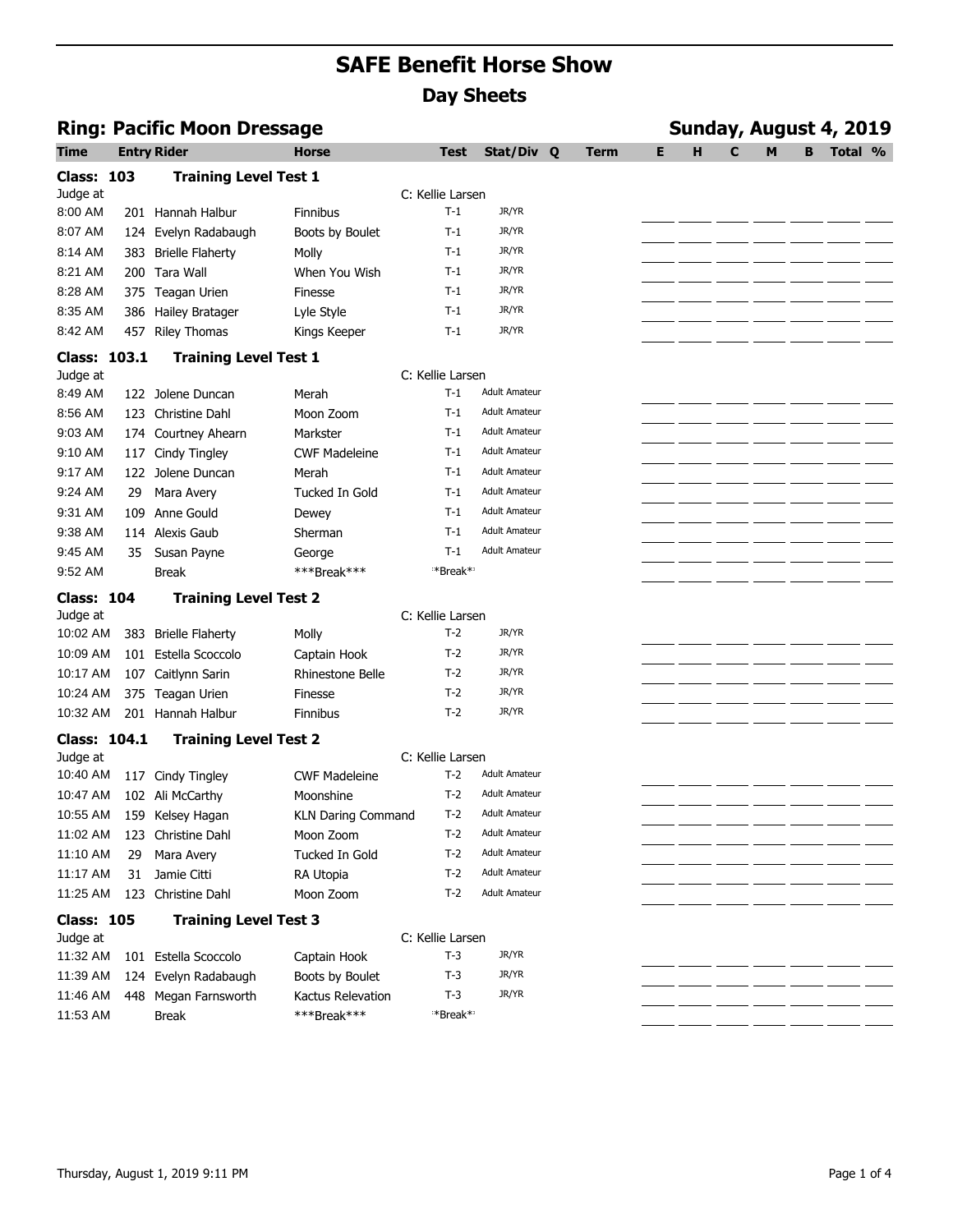# SAFE Benefit Horse Show

## Day Sheets

### Ring: Pacific Moon Dressage — Sunday, August 4, 2019

| Time | Entry | Rider | Horse | Test | Stat/Div | Q | Term | E | H | C | M | B | Total | % |
|---|---|---|---|---|---|---|---|---|---|---|---|---|---|---|
| **Class: 103** | | **Training Level Test 1** | | | | | | | | | | | | |
| Judge at | | | | C: Kellie Larsen | | | | | | | | | | |
| 8:00 AM | 201 | Hannah Halbur | Finnibus | T-1 | JR/YR | | | | | | | | | |
| 8:07 AM | 124 | Evelyn Radabaugh | Boots by Boulet | T-1 | JR/YR | | | | | | | | | |
| 8:14 AM | 383 | Brielle Flaherty | Molly | T-1 | JR/YR | | | | | | | | | |
| 8:21 AM | 200 | Tara Wall | When You Wish | T-1 | JR/YR | | | | | | | | | |
| 8:28 AM | 375 | Teagan Urien | Finesse | T-1 | JR/YR | | | | | | | | | |
| 8:35 AM | 386 | Hailey Bratager | Lyle Style | T-1 | JR/YR | | | | | | | | | |
| 8:42 AM | 457 | Riley Thomas | Kings Keeper | T-1 | JR/YR | | | | | | | | | |
| **Class: 103.1** | | **Training Level Test 1** | | | | | | | | | | | | |
| Judge at | | | | C: Kellie Larsen | | | | | | | | | | |
| 8:49 AM | 122 | Jolene Duncan | Merah | T-1 | Adult Amateur | | | | | | | | | |
| 8:56 AM | 123 | Christine Dahl | Moon Zoom | T-1 | Adult Amateur | | | | | | | | | |
| 9:03 AM | 174 | Courtney Ahearn | Markster | T-1 | Adult Amateur | | | | | | | | | |
| 9:10 AM | 117 | Cindy Tingley | CWF Madeleine | T-1 | Adult Amateur | | | | | | | | | |
| 9:17 AM | 122 | Jolene Duncan | Merah | T-1 | Adult Amateur | | | | | | | | | |
| 9:24 AM | 29 | Mara Avery | Tucked In Gold | T-1 | Adult Amateur | | | | | | | | | |
| 9:31 AM | 109 | Anne Gould | Dewey | T-1 | Adult Amateur | | | | | | | | | |
| 9:38 AM | 114 | Alexis Gaub | Sherman | T-1 | Adult Amateur | | | | | | | | | |
| 9:45 AM | 35 | Susan Payne | George | T-1 | Adult Amateur | | | | | | | | | |
| 9:52 AM | | Break | ***Break*** | *Break* | | | | | | | | | | |
| **Class: 104** | | **Training Level Test 2** | | | | | | | | | | | | |
| Judge at | | | | C: Kellie Larsen | | | | | | | | | | |
| 10:02 AM | 383 | Brielle Flaherty | Molly | T-2 | JR/YR | | | | | | | | | |
| 10:09 AM | 101 | Estella Scoccolo | Captain Hook | T-2 | JR/YR | | | | | | | | | |
| 10:17 AM | 107 | Caitlynn Sarin | Rhinestone Belle | T-2 | JR/YR | | | | | | | | | |
| 10:24 AM | 375 | Teagan Urien | Finesse | T-2 | JR/YR | | | | | | | | | |
| 10:32 AM | 201 | Hannah Halbur | Finnibus | T-2 | JR/YR | | | | | | | | | |
| **Class: 104.1** | | **Training Level Test 2** | | | | | | | | | | | | |
| Judge at | | | | C: Kellie Larsen | | | | | | | | | | |
| 10:40 AM | 117 | Cindy Tingley | CWF Madeleine | T-2 | Adult Amateur | | | | | | | | | |
| 10:47 AM | 102 | Ali McCarthy | Moonshine | T-2 | Adult Amateur | | | | | | | | | |
| 10:55 AM | 159 | Kelsey Hagan | KLN Daring Command | T-2 | Adult Amateur | | | | | | | | | |
| 11:02 AM | 123 | Christine Dahl | Moon Zoom | T-2 | Adult Amateur | | | | | | | | | |
| 11:10 AM | 29 | Mara Avery | Tucked In Gold | T-2 | Adult Amateur | | | | | | | | | |
| 11:17 AM | 31 | Jamie Citti | RA Utopia | T-2 | Adult Amateur | | | | | | | | | |
| 11:25 AM | 123 | Christine Dahl | Moon Zoom | T-2 | Adult Amateur | | | | | | | | | |
| **Class: 105** | | **Training Level Test 3** | | | | | | | | | | | | |
| Judge at | | | | C: Kellie Larsen | | | | | | | | | | |
| 11:32 AM | 101 | Estella Scoccolo | Captain Hook | T-3 | JR/YR | | | | | | | | | |
| 11:39 AM | 124 | Evelyn Radabaugh | Boots by Boulet | T-3 | JR/YR | | | | | | | | | |
| 11:46 AM | 448 | Megan Farnsworth | Kactus Relevation | T-3 | JR/YR | | | | | | | | | |
| 11:53 AM | | Break | ***Break*** | *Break* | | | | | | | | | | |

Thursday, August 1, 2019 9:11 PM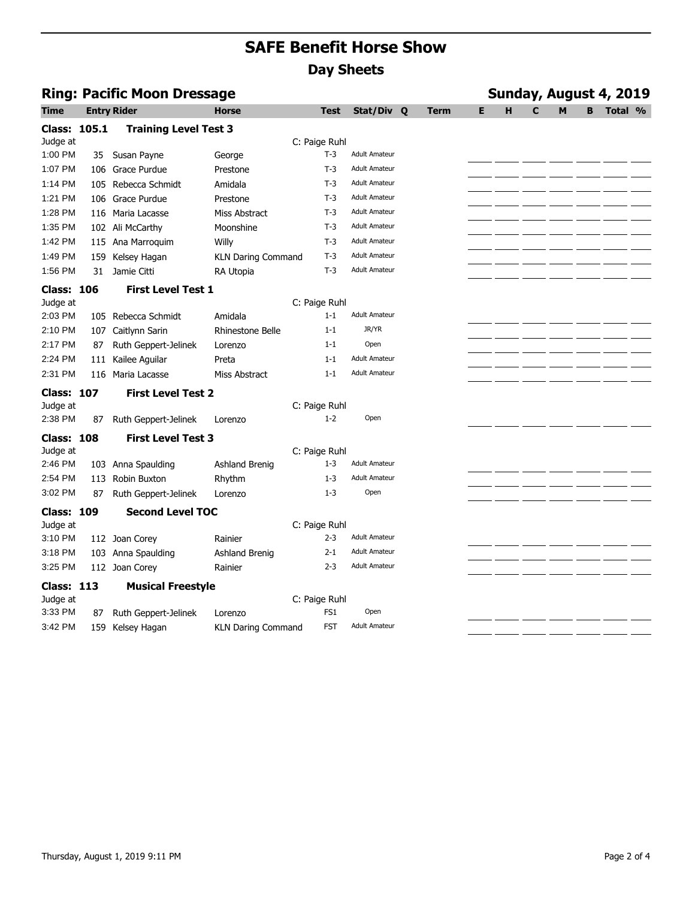# SAFE Benefit Horse Show

## Day Sheets

### Ring: Pacific Moon Dressage — Sunday, August 4, 2019

| Time | Entry | Rider | Horse | Test | Stat/Div | Q | Term | E | H | C | M | B | Total % |
|---|---|---|---|---|---|---|---|---|---|---|---|---|---|
| **Class: 105.1** | | **Training Level Test 3** | | | | | | | | | | | |
| Judge at | | | | C: Paige Ruhl | | | | | | | | | |
| 1:00 PM | 35 | Susan Payne | George | T-3 | Adult Amateur | | | | | | | | |
| 1:07 PM | 106 | Grace Purdue | Prestone | T-3 | Adult Amateur | | | | | | | | |
| 1:14 PM | 105 | Rebecca Schmidt | Amidala | T-3 | Adult Amateur | | | | | | | | |
| 1:21 PM | 106 | Grace Purdue | Prestone | T-3 | Adult Amateur | | | | | | | | |
| 1:28 PM | 116 | Maria Lacasse | Miss Abstract | T-3 | Adult Amateur | | | | | | | | |
| 1:35 PM | 102 | Ali McCarthy | Moonshine | T-3 | Adult Amateur | | | | | | | | |
| 1:42 PM | 115 | Ana Marroquim | Willy | T-3 | Adult Amateur | | | | | | | | |
| 1:49 PM | 159 | Kelsey Hagan | KLN Daring Command | T-3 | Adult Amateur | | | | | | | | |
| 1:56 PM | 31 | Jamie Citti | RA Utopia | T-3 | Adult Amateur | | | | | | | | |
| **Class: 106** | | **First Level Test 1** | | | | | | | | | | | |
| Judge at | | | | C: Paige Ruhl | | | | | | | | | |
| 2:03 PM | 105 | Rebecca Schmidt | Amidala | 1-1 | Adult Amateur | | | | | | | | |
| 2:10 PM | 107 | Caitlynn Sarin | Rhinestone Belle | 1-1 | JR/YR | | | | | | | | |
| 2:17 PM | 87 | Ruth Geppert-Jelinek | Lorenzo | 1-1 | Open | | | | | | | | |
| 2:24 PM | 111 | Kailee Aguilar | Preta | 1-1 | Adult Amateur | | | | | | | | |
| 2:31 PM | 116 | Maria Lacasse | Miss Abstract | 1-1 | Adult Amateur | | | | | | | | |
| **Class: 107** | | **First Level Test 2** | | | | | | | | | | | |
| Judge at | | | | C: Paige Ruhl | | | | | | | | | |
| 2:38 PM | 87 | Ruth Geppert-Jelinek | Lorenzo | 1-2 | Open | | | | | | | | |
| **Class: 108** | | **First Level Test 3** | | | | | | | | | | | |
| Judge at | | | | C: Paige Ruhl | | | | | | | | | |
| 2:46 PM | 103 | Anna Spaulding | Ashland Brenig | 1-3 | Adult Amateur | | | | | | | | |
| 2:54 PM | 113 | Robin Buxton | Rhythm | 1-3 | Adult Amateur | | | | | | | | |
| 3:02 PM | 87 | Ruth Geppert-Jelinek | Lorenzo | 1-3 | Open | | | | | | | | |
| **Class: 109** | | **Second Level TOC** | | | | | | | | | | | |
| Judge at | | | | C: Paige Ruhl | | | | | | | | | |
| 3:10 PM | 112 | Joan Corey | Rainier | 2-3 | Adult Amateur | | | | | | | | |
| 3:18 PM | 103 | Anna Spaulding | Ashland Brenig | 2-1 | Adult Amateur | | | | | | | | |
| 3:25 PM | 112 | Joan Corey | Rainier | 2-3 | Adult Amateur | | | | | | | | |
| **Class: 113** | | **Musical Freestyle** | | | | | | | | | | | |
| Judge at | | | | C: Paige Ruhl | | | | | | | | | |
| 3:33 PM | 87 | Ruth Geppert-Jelinek | Lorenzo | FS1 | Open | | | | | | | | |
| 3:42 PM | 159 | Kelsey Hagan | KLN Daring Command | FST | Adult Amateur | | | | | | | | |

Thursday, August 1, 2019 9:11 PM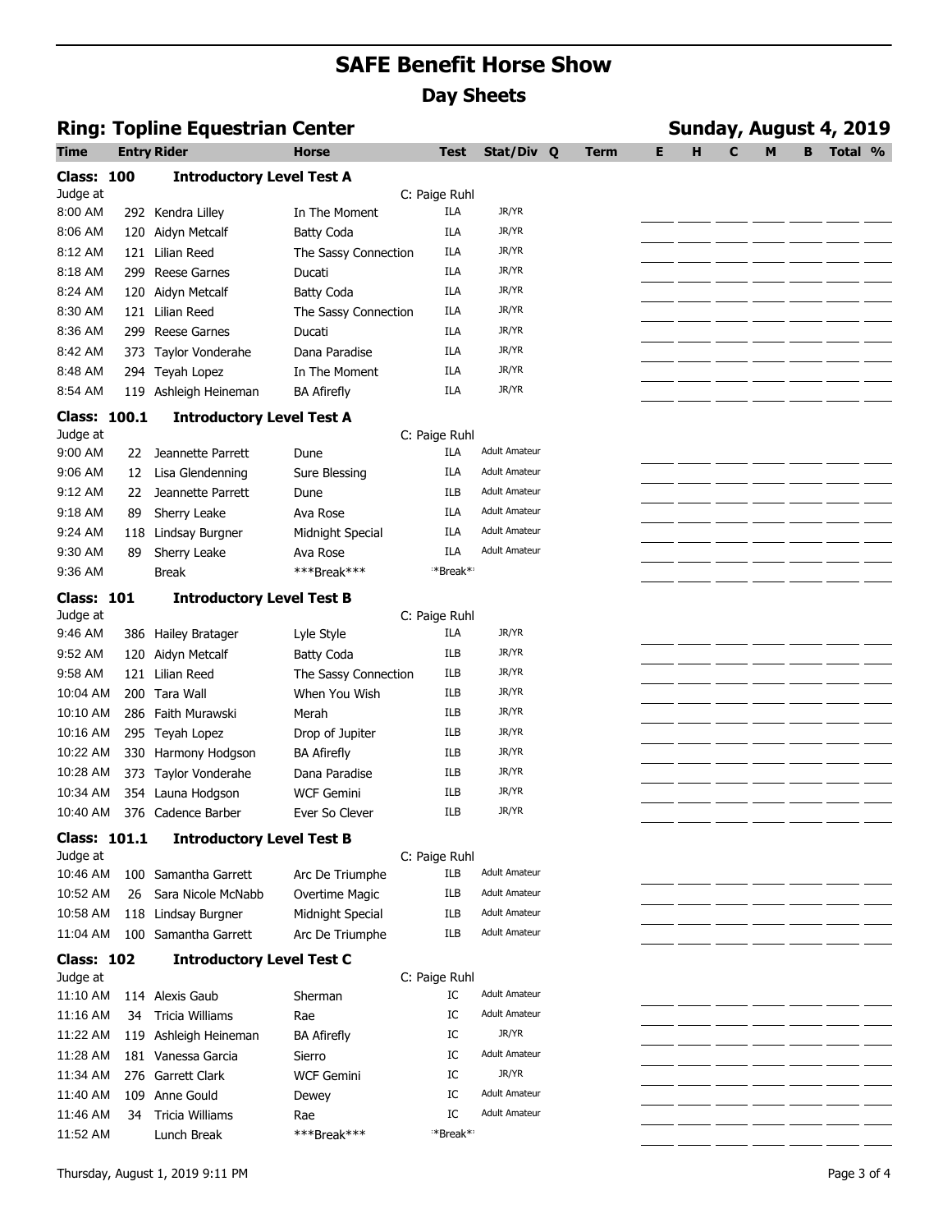# SAFE Benefit Horse Show

## Day Sheets

### Ring: Topline Equestrian Center

**Sunday, August 4, 2019**

| Time | Entry | Rider | Horse | Test | Stat/Div | Q | Term | E | H | C | M | B | Total | % |
|---|---|---|---|---|---|---|---|---|---|---|---|---|---|---|
| **Class: 100** | | **Introductory Level Test A** | | | | | | | | | | | | |
| Judge at | | | | C: Paige Ruhl | | | | | | | | | | |
| 8:00 AM | 292 | Kendra Lilley | In The Moment | ILA | JR/YR | | | | | | | | | |
| 8:06 AM | 120 | Aidyn Metcalf | Batty Coda | ILA | JR/YR | | | | | | | | | |
| 8:12 AM | 121 | Lilian Reed | The Sassy Connection | ILA | JR/YR | | | | | | | | | |
| 8:18 AM | 299 | Reese Garnes | Ducati | ILA | JR/YR | | | | | | | | | |
| 8:24 AM | 120 | Aidyn Metcalf | Batty Coda | ILA | JR/YR | | | | | | | | | |
| 8:30 AM | 121 | Lilian Reed | The Sassy Connection | ILA | JR/YR | | | | | | | | | |
| 8:36 AM | 299 | Reese Garnes | Ducati | ILA | JR/YR | | | | | | | | | |
| 8:42 AM | 373 | Taylor Vonderahe | Dana Paradise | ILA | JR/YR | | | | | | | | | |
| 8:48 AM | 294 | Teyah Lopez | In The Moment | ILA | JR/YR | | | | | | | | | |
| 8:54 AM | 119 | Ashleigh Heineman | BA Afirefly | ILA | JR/YR | | | | | | | | | |
| **Class: 100.1** | | **Introductory Level Test A** | | | | | | | | | | | | |
| Judge at | | | | C: Paige Ruhl | | | | | | | | | | |
| 9:00 AM | 22 | Jeannette Parrett | Dune | ILA | Adult Amateur | | | | | | | | | |
| 9:06 AM | 12 | Lisa Glendenning | Sure Blessing | ILA | Adult Amateur | | | | | | | | | |
| 9:12 AM | 22 | Jeannette Parrett | Dune | ILB | Adult Amateur | | | | | | | | | |
| 9:18 AM | 89 | Sherry Leake | Ava Rose | ILA | Adult Amateur | | | | | | | | | |
| 9:24 AM | 118 | Lindsay Burgner | Midnight Special | ILA | Adult Amateur | | | | | | | | | |
| 9:30 AM | 89 | Sherry Leake | Ava Rose | ILA | Adult Amateur | | | | | | | | | |
| 9:36 AM | | Break | ***Break*** | **Break** | | | | | | | | | | |
| **Class: 101** | | **Introductory Level Test B** | | | | | | | | | | | | |
| Judge at | | | | C: Paige Ruhl | | | | | | | | | | |
| 9:46 AM | 386 | Hailey Bratager | Lyle Style | ILA | JR/YR | | | | | | | | | |
| 9:52 AM | 120 | Aidyn Metcalf | Batty Coda | ILB | JR/YR | | | | | | | | | |
| 9:58 AM | 121 | Lilian Reed | The Sassy Connection | ILB | JR/YR | | | | | | | | | |
| 10:04 AM | 200 | Tara Wall | When You Wish | ILB | JR/YR | | | | | | | | | |
| 10:10 AM | 286 | Faith Murawski | Merah | ILB | JR/YR | | | | | | | | | |
| 10:16 AM | 295 | Teyah Lopez | Drop of Jupiter | ILB | JR/YR | | | | | | | | | |
| 10:22 AM | 330 | Harmony Hodgson | BA Afirefly | ILB | JR/YR | | | | | | | | | |
| 10:28 AM | 373 | Taylor Vonderahe | Dana Paradise | ILB | JR/YR | | | | | | | | | |
| 10:34 AM | 354 | Launa Hodgson | WCF Gemini | ILB | JR/YR | | | | | | | | | |
| 10:40 AM | 376 | Cadence Barber | Ever So Clever | ILB | JR/YR | | | | | | | | | |
| **Class: 101.1** | | **Introductory Level Test B** | | | | | | | | | | | | |
| Judge at | | | | C: Paige Ruhl | | | | | | | | | | |
| 10:46 AM | 100 | Samantha Garrett | Arc De Triumphe | ILB | Adult Amateur | | | | | | | | | |
| 10:52 AM | 26 | Sara Nicole McNabb | Overtime Magic | ILB | Adult Amateur | | | | | | | | | |
| 10:58 AM | 118 | Lindsay Burgner | Midnight Special | ILB | Adult Amateur | | | | | | | | | |
| 11:04 AM | 100 | Samantha Garrett | Arc De Triumphe | ILB | Adult Amateur | | | | | | | | | |
| **Class: 102** | | **Introductory Level Test C** | | | | | | | | | | | | |
| Judge at | | | | C: Paige Ruhl | | | | | | | | | | |
| 11:10 AM | 114 | Alexis Gaub | Sherman | IC | Adult Amateur | | | | | | | | | |
| 11:16 AM | 34 | Tricia Williams | Rae | IC | Adult Amateur | | | | | | | | | |
| 11:22 AM | 119 | Ashleigh Heineman | BA Afirefly | IC | JR/YR | | | | | | | | | |
| 11:28 AM | 181 | Vanessa Garcia | Sierro | IC | Adult Amateur | | | | | | | | | |
| 11:34 AM | 276 | Garrett Clark | WCF Gemini | IC | JR/YR | | | | | | | | | |
| 11:40 AM | 109 | Anne Gould | Dewey | IC | Adult Amateur | | | | | | | | | |
| 11:46 AM | 34 | Tricia Williams | Rae | IC | Adult Amateur | | | | | | | | | |
| 11:52 AM | | Lunch Break | ***Break*** | **Break** | | | | | | | | | | |

Thursday, August 1, 2019 9:11 PM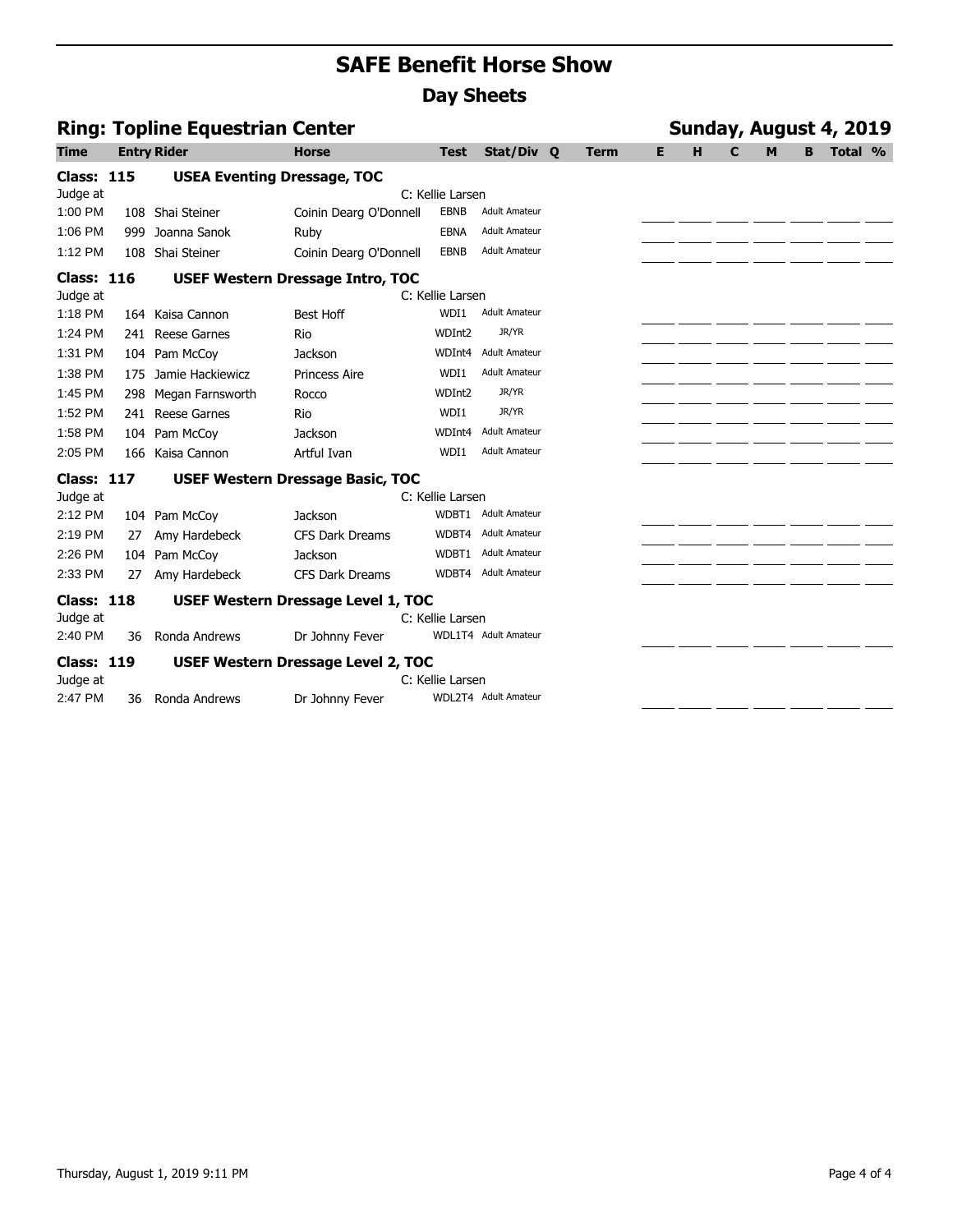# SAFE Benefit Horse Show

## Day Sheets

### Ring: Topline Equestrian Center — Sunday, August 4, 2019

| Time | Entry | Rider | Horse | Test | Stat/Div | Q | Term | E | H | C | M | B | Total | % |
|---|---|---|---|---|---|---|---|---|---|---|---|---|---|---|
| **Class: 115** | | **USEA Eventing Dressage, TOC** | | | | | | | | | | | | |
| Judge at | | | | C: Kellie Larsen | | | | | | | | | | |
| 1:00 PM | 108 | Shai Steiner | Coinin Dearg O'Donnell | EBNB | Adult Amateur | | | | | | | | | |
| 1:06 PM | 999 | Joanna Sanok | Ruby | EBNA | Adult Amateur | | | | | | | | | |
| 1:12 PM | 108 | Shai Steiner | Coinin Dearg O'Donnell | EBNB | Adult Amateur | | | | | | | | | |
| **Class: 116** | | **USEF Western Dressage Intro, TOC** | | | | | | | | | | | | |
| Judge at | | | | C: Kellie Larsen | | | | | | | | | | |
| 1:18 PM | 164 | Kaisa Cannon | Best Hoff | WDI1 | Adult Amateur | | | | | | | | | |
| 1:24 PM | 241 | Reese Garnes | Rio | WDInt2 | JR/YR | | | | | | | | | |
| 1:31 PM | 104 | Pam McCoy | Jackson | WDInt4 | Adult Amateur | | | | | | | | | |
| 1:38 PM | 175 | Jamie Hackiewicz | Princess Aire | WDI1 | Adult Amateur | | | | | | | | | |
| 1:45 PM | 298 | Megan Farnsworth | Rocco | WDInt2 | JR/YR | | | | | | | | | |
| 1:52 PM | 241 | Reese Garnes | Rio | WDI1 | JR/YR | | | | | | | | | |
| 1:58 PM | 104 | Pam McCoy | Jackson | WDInt4 | Adult Amateur | | | | | | | | | |
| 2:05 PM | 166 | Kaisa Cannon | Artful Ivan | WDI1 | Adult Amateur | | | | | | | | | |
| **Class: 117** | | **USEF Western Dressage Basic, TOC** | | | | | | | | | | | | |
| Judge at | | | | C: Kellie Larsen | | | | | | | | | | |
| 2:12 PM | 104 | Pam McCoy | Jackson | WDBT1 | Adult Amateur | | | | | | | | | |
| 2:19 PM | 27 | Amy Hardebeck | CFS Dark Dreams | WDBT4 | Adult Amateur | | | | | | | | | |
| 2:26 PM | 104 | Pam McCoy | Jackson | WDBT1 | Adult Amateur | | | | | | | | | |
| 2:33 PM | 27 | Amy Hardebeck | CFS Dark Dreams | WDBT4 | Adult Amateur | | | | | | | | | |
| **Class: 118** | | **USEF Western Dressage Level 1, TOC** | | | | | | | | | | | | |
| Judge at | | | | C: Kellie Larsen | | | | | | | | | | |
| 2:40 PM | 36 | Ronda Andrews | Dr Johnny Fever | WDL1T4 | Adult Amateur | | | | | | | | | |
| **Class: 119** | | **USEF Western Dressage Level 2, TOC** | | | | | | | | | | | | |
| Judge at | | | | C: Kellie Larsen | | | | | | | | | | |
| 2:47 PM | 36 | Ronda Andrews | Dr Johnny Fever | WDL2T4 | Adult Amateur | | | | | | | | | |

Thursday, August 1, 2019 9:11 PM